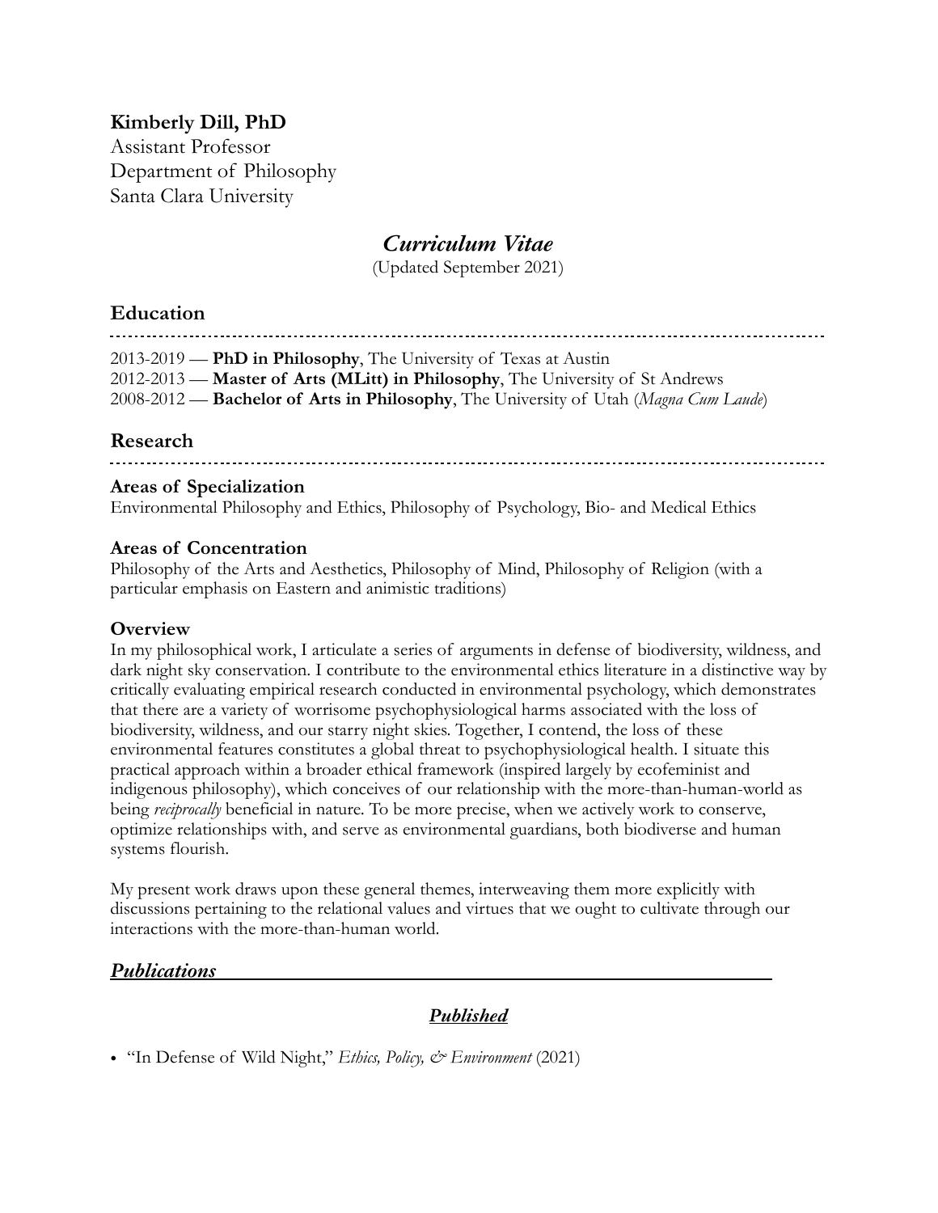**Kimberly Dill, PhD**
Assistant Professor
Department of Philosophy
Santa Clara University

# *Curriculum Vitae*

(Updated September 2021)

## Education

2013-2019 — **PhD in Philosophy**, The University of Texas at Austin
2012-2013 — **Master of Arts (MLitt) in Philosophy**, The University of St Andrews
2008-2012 — **Bachelor of Arts in Philosophy**, The University of Utah (*Magna Cum Laude*)

## Research

### Areas of Specialization

Environmental Philosophy and Ethics, Philosophy of Psychology, Bio- and Medical Ethics

### Areas of Concentration

Philosophy of the Arts and Aesthetics, Philosophy of Mind, Philosophy of Religion (with a particular emphasis on Eastern and animistic traditions)

### Overview

In my philosophical work, I articulate a series of arguments in defense of biodiversity, wildness, and dark night sky conservation. I contribute to the environmental ethics literature in a distinctive way by critically evaluating empirical research conducted in environmental psychology, which demonstrates that there are a variety of worrisome psychophysiological harms associated with the loss of biodiversity, wildness, and our starry night skies. Together, I contend, the loss of these environmental features constitutes a global threat to psychophysiological health. I situate this practical approach within a broader ethical framework (inspired largely by ecofeminist and indigenous philosophy), which conceives of our relationship with the more-than-human-world as being *reciprocally* beneficial in nature. To be more precise, when we actively work to conserve, optimize relationships with, and serve as environmental guardians, both biodiverse and human systems flourish.

My present work draws upon these general themes, interweaving them more explicitly with discussions pertaining to the relational values and virtues that we ought to cultivate through our interactions with the more-than-human world.

## ***Publications***

### ***Published***

- "In Defense of Wild Night," *Ethics, Policy, & Environment* (2021)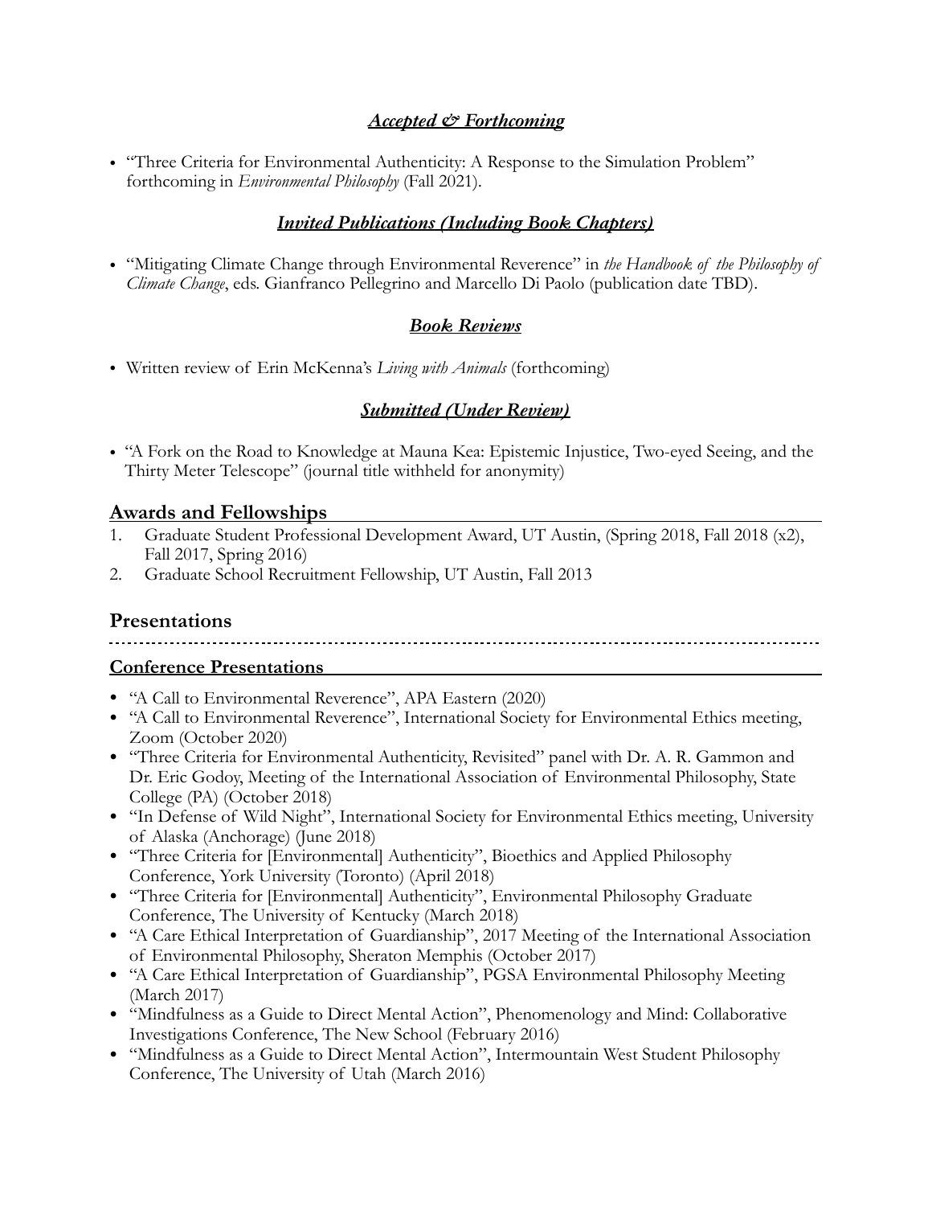### ***Accepted & Forthcoming***

- "Three Criteria for Environmental Authenticity: A Response to the Simulation Problem" forthcoming in *Environmental Philosophy* (Fall 2021).

### ***Invited Publications (Including Book Chapters)***

- "Mitigating Climate Change through Environmental Reverence" in *the Handbook of the Philosophy of Climate Change*, eds. Gianfranco Pellegrino and Marcello Di Paolo (publication date TBD).

### ***Book Reviews***

- Written review of Erin McKenna's *Living with Animals* (forthcoming)

### ***Submitted (Under Review)***

- "A Fork on the Road to Knowledge at Mauna Kea: Epistemic Injustice, Two-eyed Seeing, and the Thirty Meter Telescope" (journal title withheld for anonymity)

## Awards and Fellowships

1. Graduate Student Professional Development Award, UT Austin, (Spring 2018, Fall 2018 (x2), Fall 2017, Spring 2016)
2. Graduate School Recruitment Fellowship, UT Austin, Fall 2013

## Presentations

### Conference Presentations

- "A Call to Environmental Reverence", APA Eastern (2020)
- "A Call to Environmental Reverence", International Society for Environmental Ethics meeting, Zoom (October 2020)
- "Three Criteria for Environmental Authenticity, Revisited" panel with Dr. A. R. Gammon and Dr. Eric Godoy, Meeting of the International Association of Environmental Philosophy, State College (PA) (October 2018)
- "In Defense of Wild Night", International Society for Environmental Ethics meeting, University of Alaska (Anchorage) (June 2018)
- "Three Criteria for [Environmental] Authenticity", Bioethics and Applied Philosophy Conference, York University (Toronto) (April 2018)
- "Three Criteria for [Environmental] Authenticity", Environmental Philosophy Graduate Conference, The University of Kentucky (March 2018)
- "A Care Ethical Interpretation of Guardianship", 2017 Meeting of the International Association of Environmental Philosophy, Sheraton Memphis (October 2017)
- "A Care Ethical Interpretation of Guardianship", PGSA Environmental Philosophy Meeting (March 2017)
- "Mindfulness as a Guide to Direct Mental Action", Phenomenology and Mind: Collaborative Investigations Conference, The New School (February 2016)
- "Mindfulness as a Guide to Direct Mental Action", Intermountain West Student Philosophy Conference, The University of Utah (March 2016)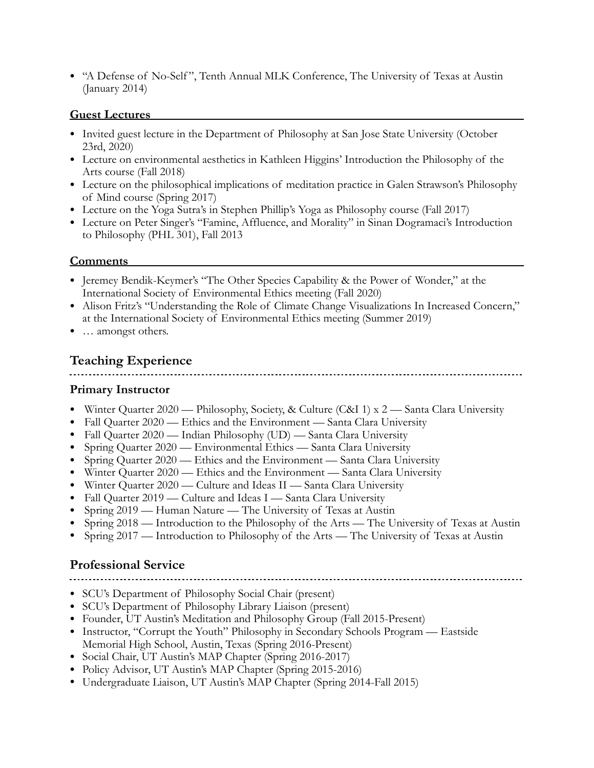- "A Defense of No-Self", Tenth Annual MLK Conference, The University of Texas at Austin (January 2014)

### Guest Lectures

- Invited guest lecture in the Department of Philosophy at San Jose State University (October 23rd, 2020)
- Lecture on environmental aesthetics in Kathleen Higgins' Introduction the Philosophy of the Arts course (Fall 2018)
- Lecture on the philosophical implications of meditation practice in Galen Strawson's Philosophy of Mind course (Spring 2017)
- Lecture on the Yoga Sutra's in Stephen Phillip's Yoga as Philosophy course (Fall 2017)
- Lecture on Peter Singer's "Famine, Affluence, and Morality" in Sinan Dogramaci's Introduction to Philosophy (PHL 301), Fall 2013

### Comments

- Jeremey Bendik-Keymer's "The Other Species Capability & the Power of Wonder," at the International Society of Environmental Ethics meeting (Fall 2020)
- Alison Fritz's "Understanding the Role of Climate Change Visualizations In Increased Concern," at the International Society of Environmental Ethics meeting (Summer 2019)
- … amongst others.

## Teaching Experience

### Primary Instructor

- Winter Quarter 2020 — Philosophy, Society, & Culture (C&I 1) x 2 — Santa Clara University
- Fall Quarter 2020 — Ethics and the Environment — Santa Clara University
- Fall Quarter 2020 — Indian Philosophy (UD) — Santa Clara University
- Spring Quarter 2020 — Environmental Ethics — Santa Clara University
- Spring Quarter 2020 — Ethics and the Environment — Santa Clara University
- Winter Quarter 2020 — Ethics and the Environment — Santa Clara University
- Winter Quarter 2020 — Culture and Ideas II — Santa Clara University
- Fall Quarter 2019 — Culture and Ideas I — Santa Clara University
- Spring 2019 — Human Nature — The University of Texas at Austin
- Spring 2018 — Introduction to the Philosophy of the Arts — The University of Texas at Austin
- Spring 2017 — Introduction to Philosophy of the Arts — The University of Texas at Austin

## Professional Service

- SCU's Department of Philosophy Social Chair (present)
- SCU's Department of Philosophy Library Liaison (present)
- Founder, UT Austin's Meditation and Philosophy Group (Fall 2015-Present)
- Instructor, "Corrupt the Youth" Philosophy in Secondary Schools Program — Eastside Memorial High School, Austin, Texas (Spring 2016-Present)
- Social Chair, UT Austin's MAP Chapter (Spring 2016-2017)
- Policy Advisor, UT Austin's MAP Chapter (Spring 2015-2016)
- Undergraduate Liaison, UT Austin's MAP Chapter (Spring 2014-Fall 2015)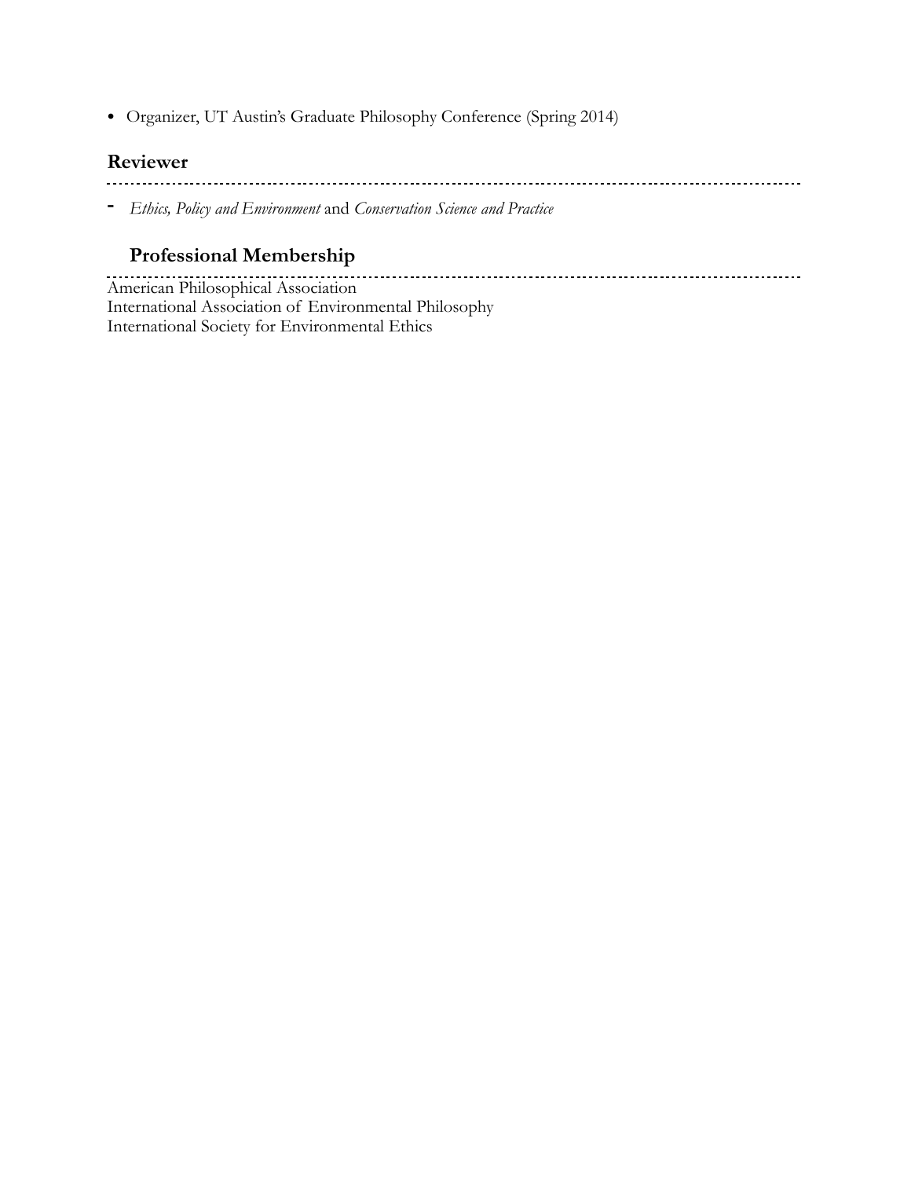- Organizer, UT Austin's Graduate Philosophy Conference (Spring 2014)

## Reviewer

- *Ethics, Policy and Environment* and *Conservation Science and Practice*

## Professional Membership

American Philosophical Association
International Association of Environmental Philosophy
International Society for Environmental Ethics